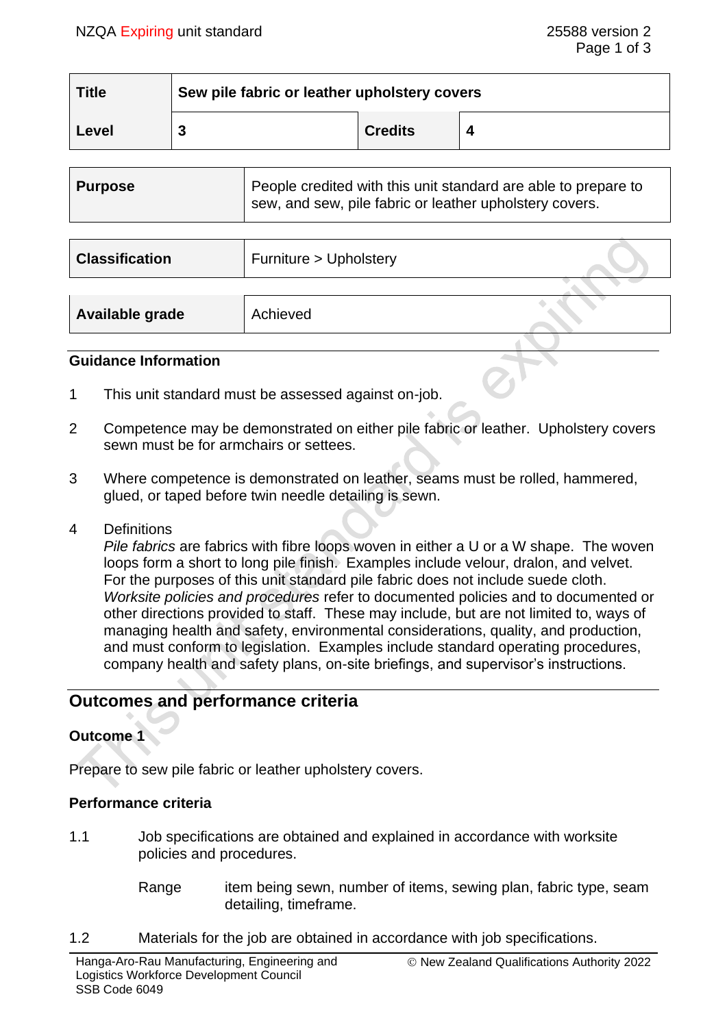| Title | Sew pile fabric or leather upholstery covers | | |
|---|---|---|---|
| Level | 3 | Credits | 4 |

| Purpose | People credited with this unit standard are able to prepare to sew, and sew, pile fabric or leather upholstery covers. |
|---|---|

| Classification | Furniture > Upholstery |
|---|---|

| Available grade | Achieved |
|---|---|

### Guidance Information

1 This unit standard must be assessed against on-job.

2 Competence may be demonstrated on either pile fabric or leather. Upholstery covers sewn must be for armchairs or settees.

3 Where competence is demonstrated on leather, seams must be rolled, hammered, glued, or taped before twin needle detailing is sewn.

4 Definitions
*Pile fabrics* are fabrics with fibre loops woven in either a U or a W shape. The woven loops form a short to long pile finish. Examples include velour, dralon, and velvet. For the purposes of this unit standard pile fabric does not include suede cloth.
*Worksite policies and procedures* refer to documented policies and to documented or other directions provided to staff. These may include, but are not limited to, ways of managing health and safety, environmental considerations, quality, and production, and must conform to legislation. Examples include standard operating procedures, company health and safety plans, on-site briefings, and supervisor's instructions.

## Outcomes and performance criteria

### Outcome 1

Prepare to sew pile fabric or leather upholstery covers.

### Performance criteria

1.1 Job specifications are obtained and explained in accordance with worksite policies and procedures.

Range: item being sewn, number of items, sewing plan, fabric type, seam detailing, timeframe.

1.2 Materials for the job are obtained in accordance with job specifications.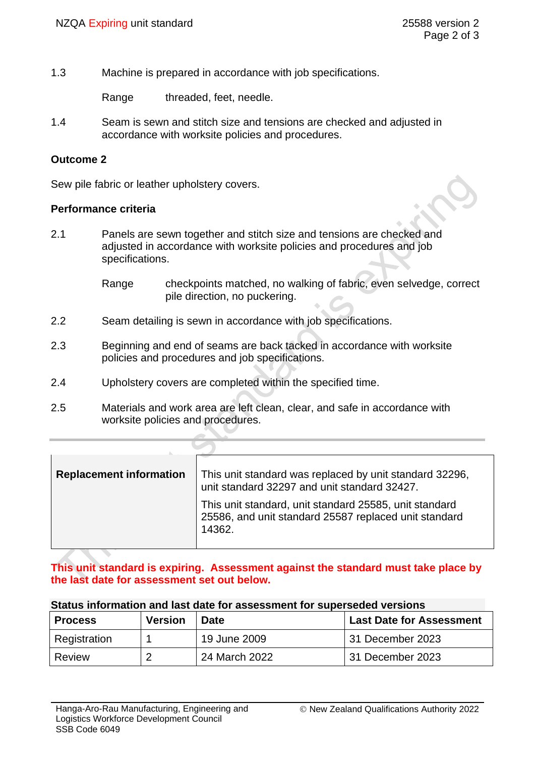1.3 Machine is prepared in accordance with job specifications.

Range threaded, feet, needle.

1.4 Seam is sewn and stitch size and tensions are checked and adjusted in accordance with worksite policies and procedures.

**Outcome 2**

Sew pile fabric or leather upholstery covers.

**Performance criteria**

2.1 Panels are sewn together and stitch size and tensions are checked and adjusted in accordance with worksite policies and procedures and job specifications.

Range checkpoints matched, no walking of fabric, even selvedge, correct pile direction, no puckering.

2.2 Seam detailing is sewn in accordance with job specifications.

2.3 Beginning and end of seams are back tacked in accordance with worksite policies and procedures and job specifications.

2.4 Upholstery covers are completed within the specified time.

2.5 Materials and work area are left clean, clear, and safe in accordance with worksite policies and procedures.

| **Replacement information** | This unit standard was replaced by unit standard 32296, unit standard 32297 and unit standard 32427.<br><br>This unit standard, unit standard 25585, unit standard 25586, and unit standard 25587 replaced unit standard 14362. |
|---|---|

**This unit standard is expiring. Assessment against the standard must take place by the last date for assessment set out below.**

**Status information and last date for assessment for superseded versions**

| Process | Version | Date | Last Date for Assessment |
|---|---|---|---|
| Registration | 1 | 19 June 2009 | 31 December 2023 |
| Review | 2 | 24 March 2022 | 31 December 2023 |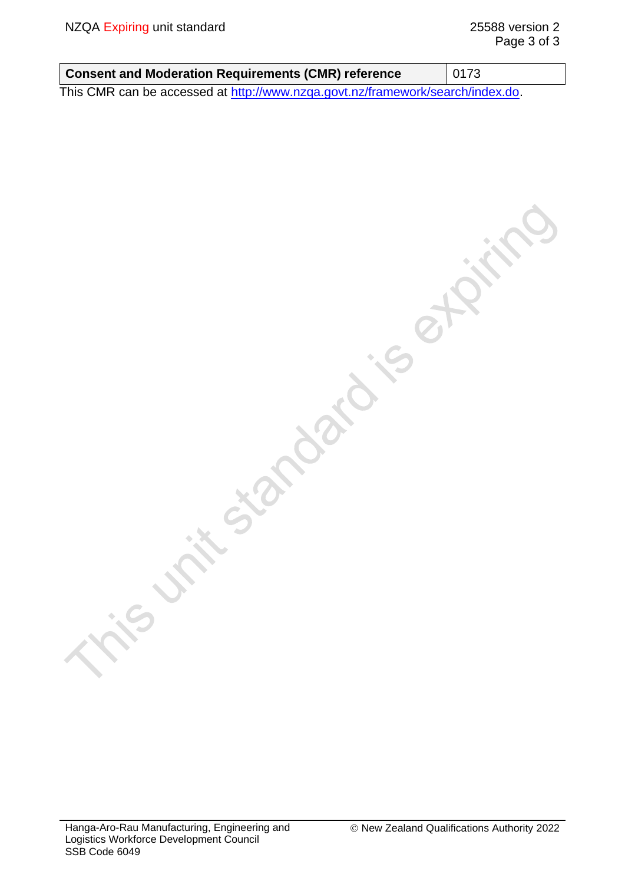| | |
|---|---|
| **Consent and Moderation Requirements (CMR) reference** | 0173 |

This CMR can be accessed at http://www.nzqa.govt.nz/framework/search/index.do.